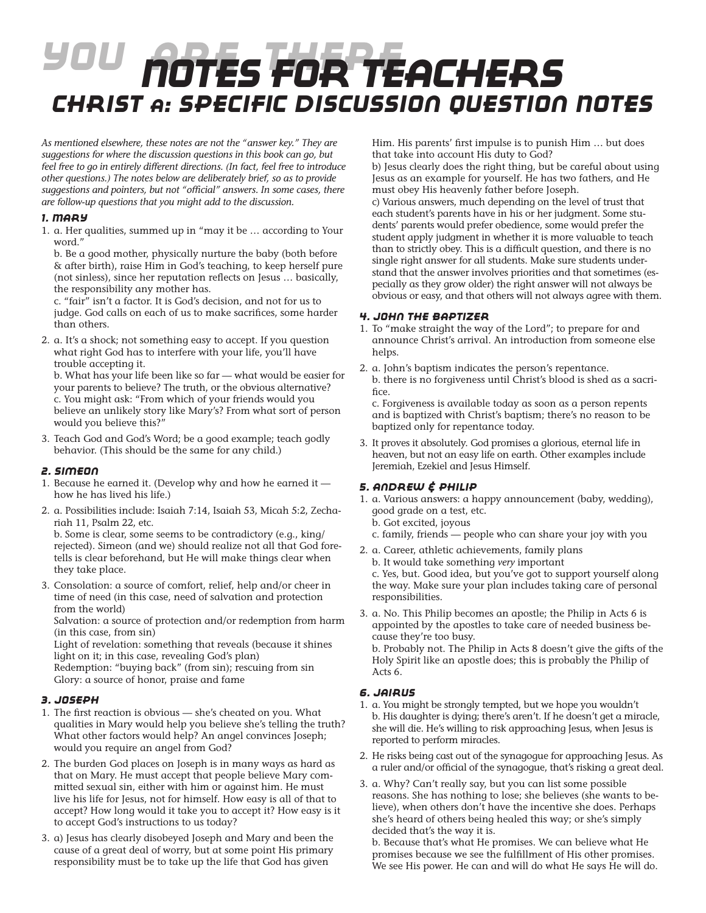# NOTES FOR TEACHERS

## CHRIST A: SPECIFIC DISCUSSION QUESTION NOTES

*As mentioned elsewhere, these notes are not the "answer key." They are suggestions for where the discussion questions in this book can go, but feel free to go in entirely different directions. (In fact, feel free to introduce other questions.) The notes below are deliberately brief, so as to provide suggestions and pointers, but not "official" answers. In some cases, there are follow-up questions that you might add to the discussion.*

### 1. MARY

1. a. Her qualities, summed up in "may it be … according to Your word."
   b. Be a good mother, physically nurture the baby (both before & after birth), raise Him in God's teaching, to keep herself pure (not sinless), since her reputation reflects on Jesus … basically, the responsibility any mother has.
   c. "fair" isn't a factor. It is God's decision, and not for us to judge. God calls on each of us to make sacrifices, some harder than others.
2. a. It's a shock; not something easy to accept. If you question what right God has to interfere with your life, you'll have trouble accepting it.
   b. What has your life been like so far — what would be easier for your parents to believe? The truth, or the obvious alternative?
   c. You might ask: "From which of your friends would you believe an unlikely story like Mary's? From what sort of person would you believe this?"
3. Teach God and God's Word; be a good example; teach godly behavior. (This should be the same for any child.)

### 2. SIMEON

1. Because he earned it. (Develop why and how he earned it — how he has lived his life.)
2. a. Possibilities include: Isaiah 7:14, Isaiah 53, Micah 5:2, Zechariah 11, Psalm 22, etc.
   b. Some is clear, some seems to be contradictory (e.g., king/rejected). Simeon (and we) should realize not all that God foretells is clear beforehand, but He will make things clear when they take place.
3. Consolation: a source of comfort, relief, help and/or cheer in time of need (in this case, need of salvation and protection from the world)
   Salvation: a source of protection and/or redemption from harm (in this case, from sin)
   Light of revelation: something that reveals (because it shines light on it; in this case, revealing God's plan)
   Redemption: "buying back" (from sin); rescuing from sin
   Glory: a source of honor, praise and fame

### 3. JOSEPH

1. The first reaction is obvious — she's cheated on you. What qualities in Mary would help you believe she's telling the truth? What other factors would help? An angel convinces Joseph; would you require an angel from God?
2. The burden God places on Joseph is in many ways as hard as that on Mary. He must accept that people believe Mary committed sexual sin, either with him or against him. He must live his life for Jesus, not for himself. How easy is all of that to accept? How long would it take you to accept it? How easy is it to accept God's instructions to us today?
3. a) Jesus has clearly disobeyed Joseph and Mary and been the cause of a great deal of worry, but at some point His primary responsibility must be to take up the life that God has given Him. His parents' first impulse is to punish Him … but does that take into account His duty to God?
   b) Jesus clearly does the right thing, but be careful about using Jesus as an example for yourself. He has two fathers, and He must obey His heavenly father before Joseph.
   c) Various answers, much depending on the level of trust that each student's parents have in his or her judgment. Some students' parents would prefer obedience, some would prefer the student apply judgment in whether it is more valuable to teach than to strictly obey. This is a difficult question, and there is no single right answer for all students. Make sure students understand that the answer involves priorities and that sometimes (especially as they grow older) the right answer will not always be obvious or easy, and that others will not always agree with them.

### 4. JOHN THE BAPTIZER

1. To "make straight the way of the Lord"; to prepare for and announce Christ's arrival. An introduction from someone else helps.
2. a. John's baptism indicates the person's repentance.
   b. there is no forgiveness until Christ's blood is shed as a sacrifice.
   c. Forgiveness is available today as soon as a person repents and is baptized with Christ's baptism; there's no reason to be baptized only for repentance today.
3. It proves it absolutely. God promises a glorious, eternal life in heaven, but not an easy life on earth. Other examples include Jeremiah, Ezekiel and Jesus Himself.

### 5. ANDREW & PHILIP

1. a. Various answers: a happy announcement (baby, wedding), good grade on a test, etc.
   b. Got excited, joyous
   c. family, friends — people who can share your joy with you
2. a. Career, athletic achievements, family plans
   b. It would take something *very* important
   c. Yes, but. Good idea, but you've got to support yourself along the way. Make sure your plan includes taking care of personal responsibilities.
3. a. No. This Philip becomes an apostle; the Philip in Acts 6 is appointed by the apostles to take care of needed business because they're too busy.
   b. Probably not. The Philip in Acts 8 doesn't give the gifts of the Holy Spirit like an apostle does; this is probably the Philip of Acts 6.

### 6. JAIRUS

1. a. You might be strongly tempted, but we hope you wouldn't
   b. His daughter is dying; there's aren't. If he doesn't get a miracle, she will die. He's willing to risk approaching Jesus, when Jesus is reported to perform miracles.
2. He risks being cast out of the synagogue for approaching Jesus. As a ruler and/or official of the synagogue, that's risking a great deal.
3. a. Why? Can't really say, but you can list some possible reasons. She has nothing to lose; she believes (she wants to believe), when others don't have the incentive she does. Perhaps she's heard of others being healed this way; or she's simply decided that's the way it is.
   b. Because that's what He promises. We can believe what He promises because we see the fulfillment of His other promises. We see His power. He can and will do what He says He will do.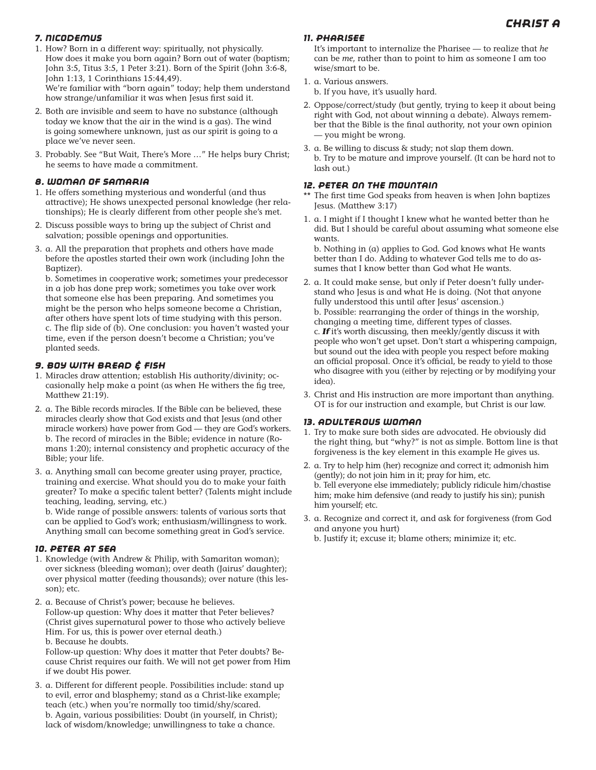### 7. Nicodemus

1. How? Born in a different way: spiritually, not physically.
   How does it make you born again? Born out of water (baptism; John 3:5, Titus 3:5, 1 Peter 3:21). Born of the Spirit (John 3:6-8, John 1:13, 1 Corinthians 15:44,49).
   We're familiar with "born again" today; help them understand how strange/unfamiliar it was when Jesus first said it.
2. Both are invisible and seem to have no substance (although today we know that the air in the wind is a gas). The wind is going somewhere unknown, just as our spirit is going to a place we've never seen.
3. Probably. See "But Wait, There's More …" He helps bury Christ; he seems to have made a commitment.

### 8. Woman of Samaria

1. He offers something mysterious and wonderful (and thus attractive); He shows unexpected personal knowledge (her relationships); He is clearly different from other people she's met.
2. Discuss possible ways to bring up the subject of Christ and salvation; possible openings and opportunities.
3. a. All the preparation that prophets and others have made before the apostles started their own work (including John the Baptizer).
   b. Sometimes in cooperative work; sometimes your predecessor in a job has done prep work; sometimes you take over work that someone else has been preparing. And sometimes you might be the person who helps someone become a Christian, after others have spent lots of time studying with this person.
   c. The flip side of (b). One conclusion: you haven't wasted your time, even if the person doesn't become a Christian; you've planted seeds.

### 9. Boy with Bread & Fish

1. Miracles draw attention; establish His authority/divinity; occasionally help make a point (as when He withers the fig tree, Matthew 21:19).
2. a. The Bible records miracles. If the Bible can be believed, these miracles clearly show that God exists and that Jesus (and other miracle workers) have power from God — they are God's workers.
   b. The record of miracles in the Bible; evidence in nature (Romans 1:20); internal consistency and prophetic accuracy of the Bible; your life.
3. a. Anything small can become greater using prayer, practice, training and exercise. What should you do to make your faith greater? To make a specific talent better? (Talents might include teaching, leading, serving, etc.)
   b. Wide range of possible answers: talents of various sorts that can be applied to God's work; enthusiasm/willingness to work. Anything small can become something great in God's service.

### 10. Peter at Sea

1. Knowledge (with Andrew & Philip, with Samaritan woman); over sickness (bleeding woman); over death (Jairus' daughter); over physical matter (feeding thousands); over nature (this lesson); etc.
2. a. Because of Christ's power; because he believes.
   Follow-up question: Why does it matter that Peter believes? (Christ gives supernatural power to those who actively believe Him. For us, this is power over eternal death.)
   b. Because he doubts.
   Follow-up question: Why does it matter that Peter doubts? Because Christ requires our faith. We will not get power from Him if we doubt His power.
3. a. Different for different people. Possibilities include: stand up to evil, error and blasphemy; stand as a Christ-like example; teach (etc.) when you're normally too timid/shy/scared.
   b. Again, various possibilities: Doubt (in yourself, in Christ); lack of wisdom/knowledge; unwillingness to take a chance.

### 11. Pharisee

It's important to internalize the Pharisee — to realize that *he* can be *me*, rather than to point to him as someone I am too wise/smart to be.

1. a. Various answers.
   b. If you have, it's usually hard.
2. Oppose/correct/study (but gently, trying to keep it about being right with God, not about winning a debate). Always remember that the Bible is the final authority, not your own opinion — you might be wrong.
3. a. Be willing to discuss & study; not slap them down.
   b. Try to be mature and improve yourself. (It can be hard not to lash out.)

### 12. Peter on the Mountain

** The first time God speaks from heaven is when John baptizes Jesus. (Matthew 3:17)

1. a. I might if I thought I knew what he wanted better than he did. But I should be careful about assuming what someone else wants.
   b. Nothing in (a) applies to God. God knows what He wants better than I do. Adding to whatever God tells me to do assumes that I know better than God what He wants.
2. a. It could make sense, but only if Peter doesn't fully understand who Jesus is and what He is doing. (Not that anyone fully understood this until after Jesus' ascension.)
   b. Possible: rearranging the order of things in the worship, changing a meeting time, different types of classes.
   c. ***If*** it's worth discussing, then meekly/gently discuss it with people who won't get upset. Don't start a whispering campaign, but sound out the idea with people you respect before making an official proposal. Once it's official, be ready to yield to those who disagree with you (either by rejecting or by modifying your idea).
3. Christ and His instruction are more important than anything. OT is for our instruction and example, but Christ is our law.

### 13. Adulterous Woman

1. Try to make sure both sides are advocated. He obviously did the right thing, but "why?" is not as simple. Bottom line is that forgiveness is the key element in this example He gives us.
2. a. Try to help him (her) recognize and correct it; admonish him (gently); do not join him in it; pray for him, etc.
   b. Tell everyone else immediately; publicly ridicule him/chastise him; make him defensive (and ready to justify his sin); punish him yourself; etc.
3. a. Recognize and correct it, and ask for forgiveness (from God and anyone you hurt)
   b. Justify it; excuse it; blame others; minimize it; etc.